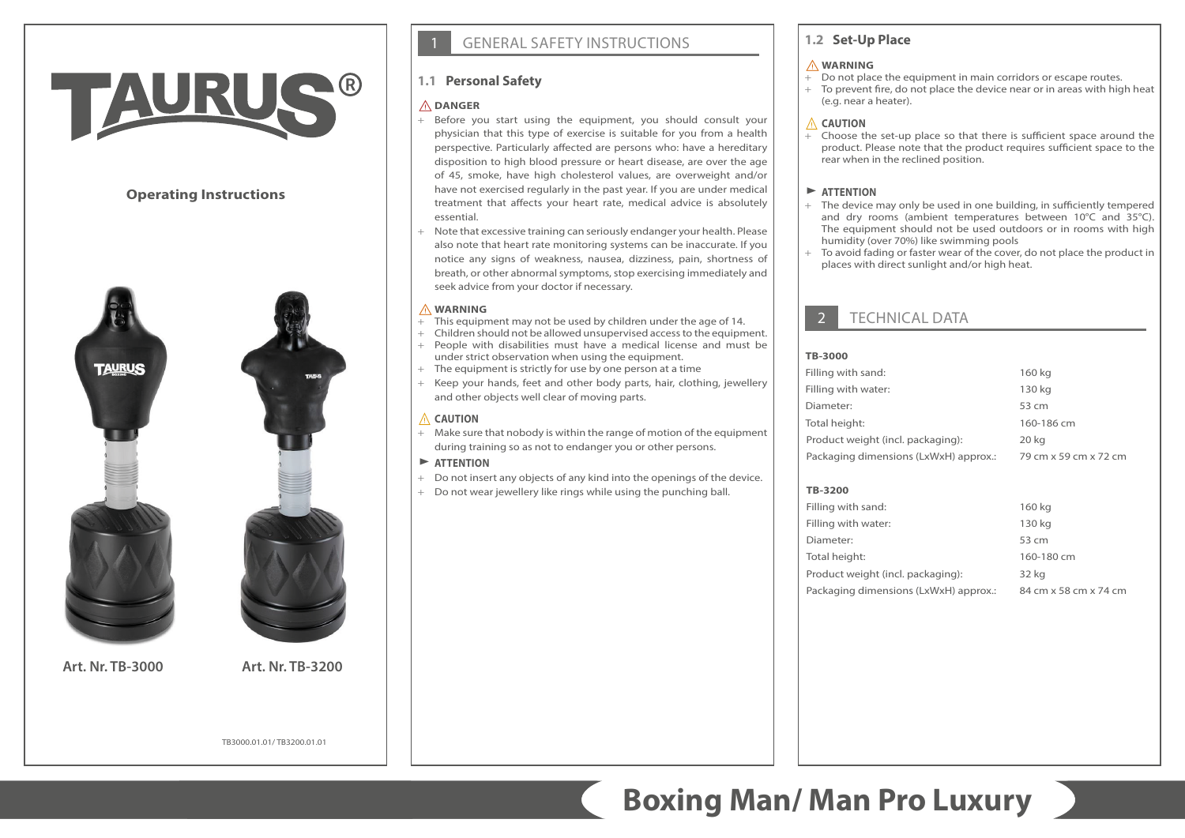# TAURUS®

**Operating Instructions**

**Art. Nr. TB-3000** **Art. Nr. TB-3200**

TB3000.01.01/ TB3200.01.01

# Boxing Man/ Man Pro Luxury

## 1 GENERAL SAFETY INSTRUCTIONS

### 1.1 Personal Safety

⚠ **DANGER**

- Before you start using the equipment, you should consult your physician that this type of exercise is suitable for you from a health perspective. Particularly affected are persons who: have a hereditary disposition to high blood pressure or heart disease, are over the age of 45, smoke, have high cholesterol values, are overweight and/or have not exercised regularly in the past year. If you are under medical treatment that affects your heart rate, medical advice is absolutely essential.
- Note that excessive training can seriously endanger your health. Please also note that heart rate monitoring systems can be inaccurate. If you notice any signs of weakness, nausea, dizziness, pain, shortness of breath, or other abnormal symptoms, stop exercising immediately and seek advice from your doctor if necessary.

⚠ **WARNING**

- This equipment may not be used by children under the age of 14.
- Children should not be allowed unsupervised access to the equipment.
- People with disabilities must have a medical license and must be under strict observation when using the equipment.
- The equipment is strictly for use by one person at a time
- Keep your hands, feet and other body parts, hair, clothing, jewellery and other objects well clear of moving parts.

⚠ **CAUTION**

- Make sure that nobody is within the range of motion of the equipment during training so as not to endanger you or other persons.

► **ATTENTION**

- Do not insert any objects of any kind into the openings of the device.
- Do not wear jewellery like rings while using the punching ball.

### 1.2 Set-Up Place

⚠ **WARNING**

- Do not place the equipment in main corridors or escape routes.
- To prevent fire, do not place the device near or in areas with high heat (e.g. near a heater).

⚠ **CAUTION**

- Choose the set-up place so that there is sufficient space around the product. Please note that the product requires sufficient space to the rear when in the reclined position.

► **ATTENTION**

- The device may only be used in one building, in sufficiently tempered and dry rooms (ambient temperatures between 10°C and 35°C). The equipment should not be used outdoors or in rooms with high humidity (over 70%) like swimming pools
- To avoid fading or faster wear of the cover, do not place the product in places with direct sunlight and/or high heat.

## 2 TECHNICAL DATA

**TB-3000**

| | |
|---|---|
| Filling with sand: | 160 kg |
| Filling with water: | 130 kg |
| Diameter: | 53 cm |
| Total height: | 160-186 cm |
| Product weight (incl. packaging): | 20 kg |
| Packaging dimensions (LxWxH) approx.: | 79 cm x 59 cm x 72 cm |

**TB-3200**

| | |
|---|---|
| Filling with sand: | 160 kg |
| Filling with water: | 130 kg |
| Diameter: | 53 cm |
| Total height: | 160-180 cm |
| Product weight (incl. packaging): | 32 kg |
| Packaging dimensions (LxWxH) approx.: | 84 cm x 58 cm x 74 cm |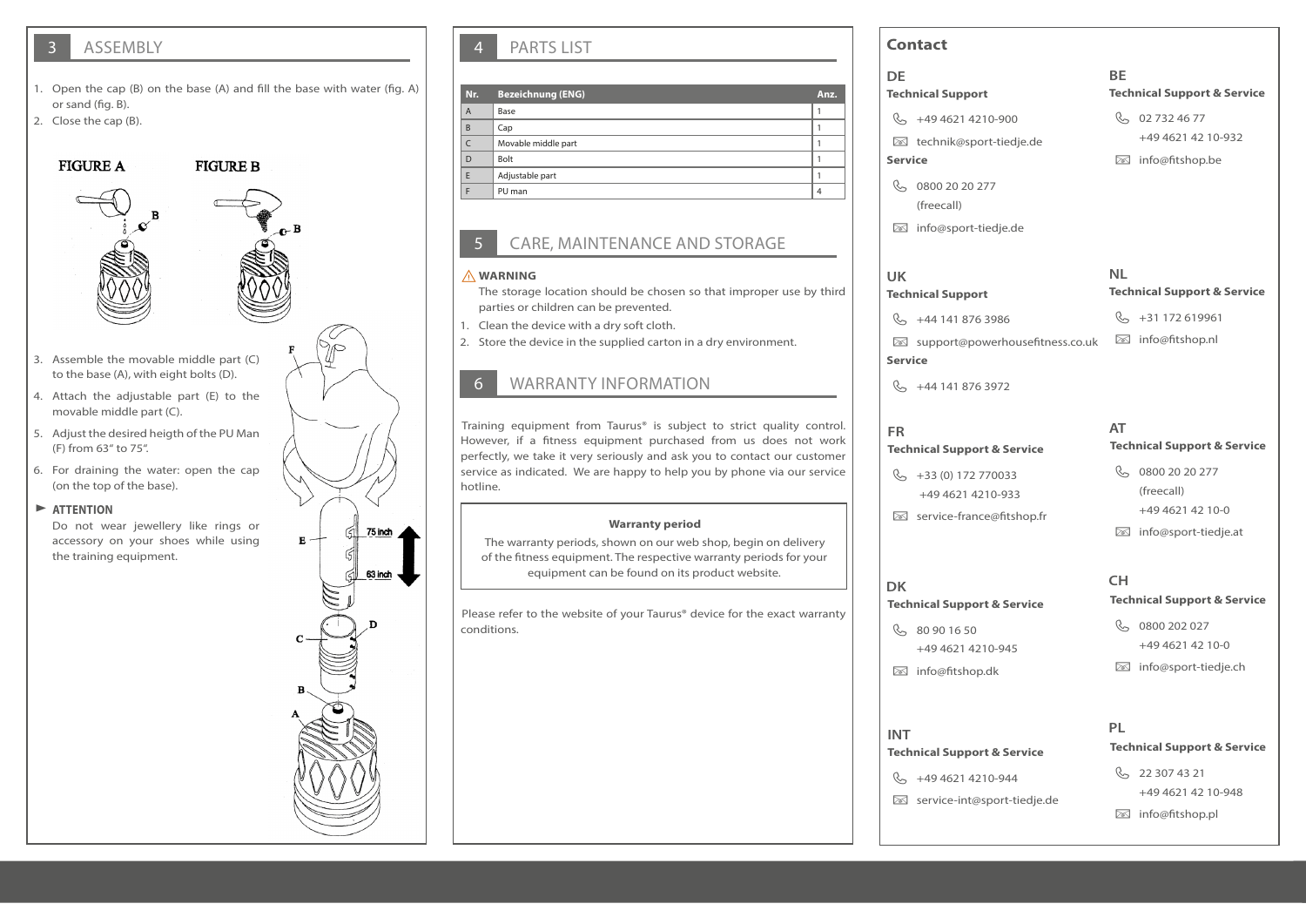## 3 ASSEMBLY

1. Open the cap (B) on the base (A) and fill the base with water (fig. A) or sand (fig. B).
2. Close the cap (B).

FIGURE A

FIGURE B

3. Assemble the movable middle part (C) to the base (A), with eight bolts (D).
4. Attach the adjustable part (E) to the movable middle part (C).
5. Adjust the desired heigth of the PU Man (F) from 63" to 75".
6. For draining the water: open the cap (on the top of the base).

► **ATTENTION**

Do not wear jewellery like rings or accessory on your shoes while using the training equipment.

F

E

75 inch

63 inch

C

D

B

A

## 4 PARTS LIST

| Nr. | Bezeichnung (ENG) | Anz. |
|---|---|---|
| A | Base | 1 |
| B | Cap | 1 |
| C | Movable middle part | 1 |
| D | Bolt | 1 |
| E | Adjustable part | 1 |
| F | PU man | 4 |

## 5 CARE, MAINTENANCE AND STORAGE

⚠ **WARNING**

The storage location should be chosen so that improper use by third parties or children can be prevented.

1. Clean the device with a dry soft cloth.
2. Store the device in the supplied carton in a dry environment.

## 6 WARRANTY INFORMATION

Training equipment from Taurus® is subject to strict quality control. However, if a fitness equipment purchased from us does not work perfectly, we take it very seriously and ask you to contact our customer service as indicated. We are happy to help you by phone via our service hotline.

**Warranty period**

The warranty periods, shown on our web shop, begin on delivery of the fitness equipment. The respective warranty periods for your equipment can be found on its product website.

Please refer to the website of your Taurus® device for the exact warranty conditions.

## Contact

### DE

**Technical Support**

+49 4621 4210-900

technik@sport-tiedje.de

**Service**

0800 20 20 277

(freecall)

info@sport-tiedje.de

### BE

**Technical Support & Service**

02 732 46 77

+49 4621 42 10-932

info@fitshop.be

### UK

**Technical Support**

+44 141 876 3986

support@powerhousefitness.co.uk

**Service**

+44 141 876 3972

### NL

**Technical Support & Service**

+31 172 619961

info@fitshop.nl

### FR

**Technical Support & Service**

+33 (0) 172 770033

+49 4621 4210-933

service-france@fitshop.fr

### AT

**Technical Support & Service**

0800 20 20 277

(freecall)

+49 4621 42 10-0

info@sport-tiedje.at

### DK

**Technical Support & Service**

80 90 16 50

+49 4621 4210-945

info@fitshop.dk

### CH

**Technical Support & Service**

0800 202 027

+49 4621 42 10-0

info@sport-tiedje.ch

### INT

**Technical Support & Service**

+49 4621 4210-944

service-int@sport-tiedje.de

### PL

**Technical Support & Service**

22 307 43 21

+49 4621 42 10-948

info@fitshop.pl